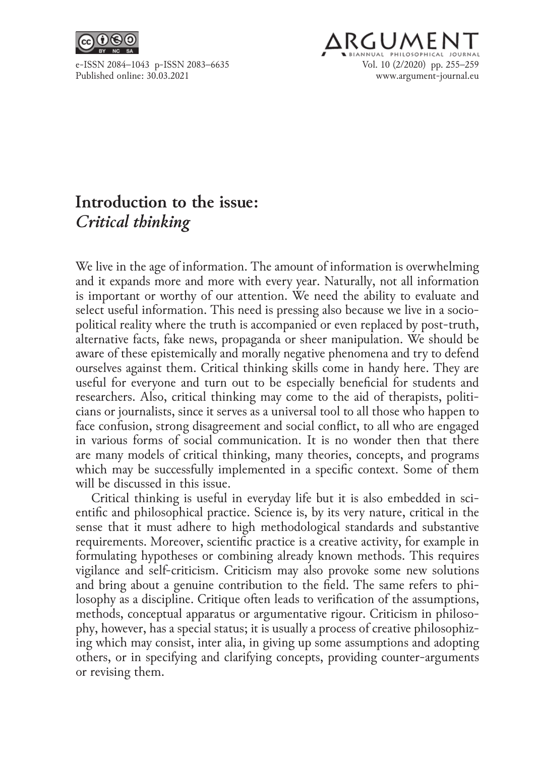# Introduction to the issue: *Critical thinking*

We live in the age of information. The amount of information is overwhelming and it expands more and more with every year. Naturally, not all information is important or worthy of our attention. We need the ability to evaluate and select useful information. This need is pressing also because we live in a socio-political reality where the truth is accompanied or even replaced by post-truth, alternative facts, fake news, propaganda or sheer manipulation. We should be aware of these epistemically and morally negative phenomena and try to defend ourselves against them. Critical thinking skills come in handy here. They are useful for everyone and turn out to be especially beneficial for students and researchers. Also, critical thinking may come to the aid of therapists, politicians or journalists, since it serves as a universal tool to all those who happen to face confusion, strong disagreement and social conflict, to all who are engaged in various forms of social communication. It is no wonder then that there are many models of critical thinking, many theories, concepts, and programs which may be successfully implemented in a specific context. Some of them will be discussed in this issue.

Critical thinking is useful in everyday life but it is also embedded in scientific and philosophical practice. Science is, by its very nature, critical in the sense that it must adhere to high methodological standards and substantive requirements. Moreover, scientific practice is a creative activity, for example in formulating hypotheses or combining already known methods. This requires vigilance and self-criticism. Criticism may also provoke some new solutions and bring about a genuine contribution to the field. The same refers to philosophy as a discipline. Critique often leads to verification of the assumptions, methods, conceptual apparatus or argumentative rigour. Criticism in philosophy, however, has a special status; it is usually a process of creative philosophizing which may consist, inter alia, in giving up some assumptions and adopting others, or in specifying and clarifying concepts, providing counter-arguments or revising them.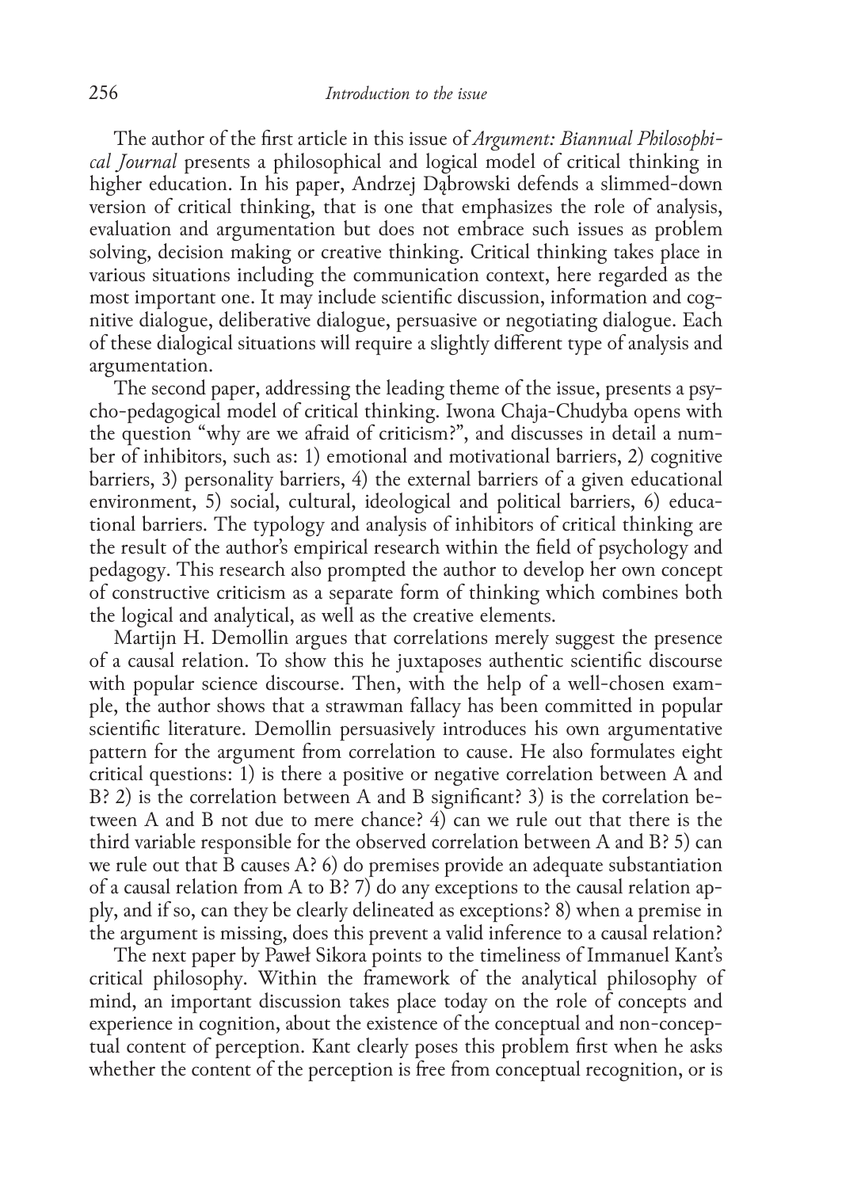The author of the first article in this issue of *Argument: Biannual Philosophical Journal* presents a philosophical and logical model of critical thinking in higher education. In his paper, Andrzej Dąbrowski defends a slimmed-down version of critical thinking, that is one that emphasizes the role of analysis, evaluation and argumentation but does not embrace such issues as problem solving, decision making or creative thinking. Critical thinking takes place in various situations including the communication context, here regarded as the most important one. It may include scientific discussion, information and cognitive dialogue, deliberative dialogue, persuasive or negotiating dialogue. Each of these dialogical situations will require a slightly different type of analysis and argumentation.

The second paper, addressing the leading theme of the issue, presents a psycho-pedagogical model of critical thinking. Iwona Chaja-Chudyba opens with the question "why are we afraid of criticism?", and discusses in detail a number of inhibitors, such as: 1) emotional and motivational barriers, 2) cognitive barriers, 3) personality barriers, 4) the external barriers of a given educational environment, 5) social, cultural, ideological and political barriers, 6) educational barriers. The typology and analysis of inhibitors of critical thinking are the result of the author's empirical research within the field of psychology and pedagogy. This research also prompted the author to develop her own concept of constructive criticism as a separate form of thinking which combines both the logical and analytical, as well as the creative elements.

Martijn H. Demollin argues that correlations merely suggest the presence of a causal relation. To show this he juxtaposes authentic scientific discourse with popular science discourse. Then, with the help of a well-chosen example, the author shows that a strawman fallacy has been committed in popular scientific literature. Demollin persuasively introduces his own argumentative pattern for the argument from correlation to cause. He also formulates eight critical questions: 1) is there a positive or negative correlation between A and B? 2) is the correlation between A and B significant? 3) is the correlation between A and B not due to mere chance? 4) can we rule out that there is the third variable responsible for the observed correlation between A and B? 5) can we rule out that B causes A? 6) do premises provide an adequate substantiation of a causal relation from A to B? 7) do any exceptions to the causal relation apply, and if so, can they be clearly delineated as exceptions? 8) when a premise in the argument is missing, does this prevent a valid inference to a causal relation?

The next paper by Paweł Sikora points to the timeliness of Immanuel Kant's critical philosophy. Within the framework of the analytical philosophy of mind, an important discussion takes place today on the role of concepts and experience in cognition, about the existence of the conceptual and non-conceptual content of perception. Kant clearly poses this problem first when he asks whether the content of the perception is free from conceptual recognition, or is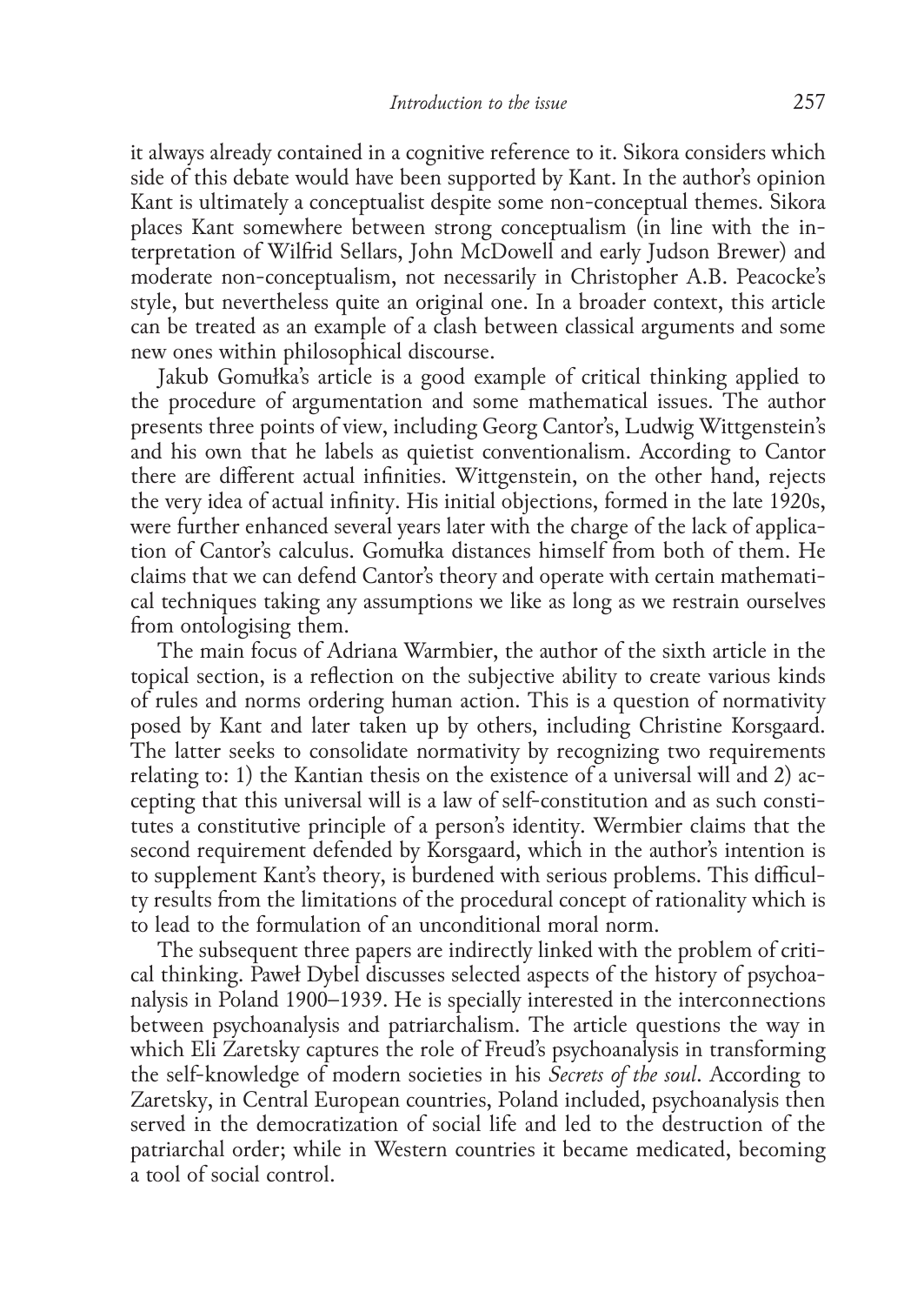it always already contained in a cognitive reference to it. Sikora considers which side of this debate would have been supported by Kant. In the author's opinion Kant is ultimately a conceptualist despite some non-conceptual themes. Sikora places Kant somewhere between strong conceptualism (in line with the interpretation of Wilfrid Sellars, John McDowell and early Judson Brewer) and moderate non-conceptualism, not necessarily in Christopher A.B. Peacocke's style, but nevertheless quite an original one. In a broader context, this article can be treated as an example of a clash between classical arguments and some new ones within philosophical discourse.

Jakub Gomułka's article is a good example of critical thinking applied to the procedure of argumentation and some mathematical issues. The author presents three points of view, including Georg Cantor's, Ludwig Wittgenstein's and his own that he labels as quietist conventionalism. According to Cantor there are different actual infinities. Wittgenstein, on the other hand, rejects the very idea of actual infinity. His initial objections, formed in the late 1920s, were further enhanced several years later with the charge of the lack of application of Cantor's calculus. Gomułka distances himself from both of them. He claims that we can defend Cantor's theory and operate with certain mathematical techniques taking any assumptions we like as long as we restrain ourselves from ontologising them.

The main focus of Adriana Warmbier, the author of the sixth article in the topical section, is a reflection on the subjective ability to create various kinds of rules and norms ordering human action. This is a question of normativity posed by Kant and later taken up by others, including Christine Korsgaard. The latter seeks to consolidate normativity by recognizing two requirements relating to: 1) the Kantian thesis on the existence of a universal will and 2) accepting that this universal will is a law of self-constitution and as such constitutes a constitutive principle of a person's identity. Wermbier claims that the second requirement defended by Korsgaard, which in the author's intention is to supplement Kant's theory, is burdened with serious problems. This difficulty results from the limitations of the procedural concept of rationality which is to lead to the formulation of an unconditional moral norm.

The subsequent three papers are indirectly linked with the problem of critical thinking. Paweł Dybel discusses selected aspects of the history of psychoanalysis in Poland 1900–1939. He is specially interested in the interconnections between psychoanalysis and patriarchalism. The article questions the way in which Eli Zaretsky captures the role of Freud's psychoanalysis in transforming the self-knowledge of modern societies in his *Secrets of the soul*. According to Zaretsky, in Central European countries, Poland included, psychoanalysis then served in the democratization of social life and led to the destruction of the patriarchal order; while in Western countries it became medicated, becoming a tool of social control.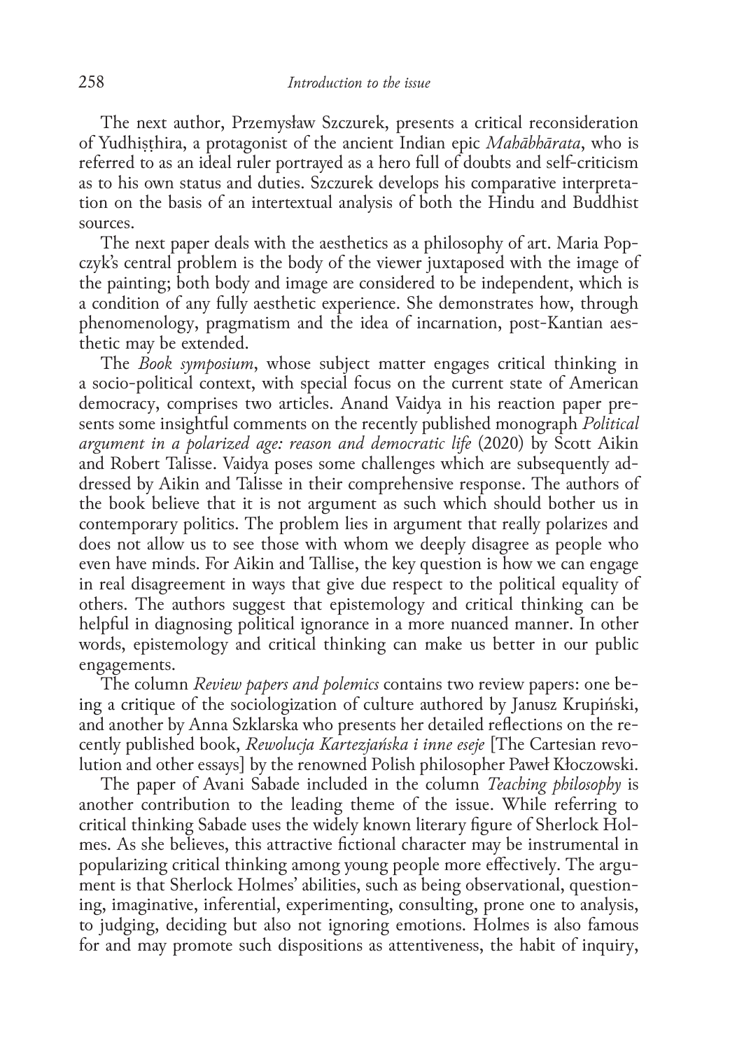The next author, Przemysław Szczurek, presents a critical reconsideration of Yudhiṣṭhira, a protagonist of the ancient Indian epic *Mahābhārata*, who is referred to as an ideal ruler portrayed as a hero full of doubts and self-criticism as to his own status and duties. Szczurek develops his comparative interpretation on the basis of an intertextual analysis of both the Hindu and Buddhist sources.

The next paper deals with the aesthetics as a philosophy of art. Maria Popczyk's central problem is the body of the viewer juxtaposed with the image of the painting; both body and image are considered to be independent, which is a condition of any fully aesthetic experience. She demonstrates how, through phenomenology, pragmatism and the idea of incarnation, post-Kantian aesthetic may be extended.

The *Book symposium*, whose subject matter engages critical thinking in a socio-political context, with special focus on the current state of American democracy, comprises two articles. Anand Vaidya in his reaction paper presents some insightful comments on the recently published monograph *Political argument in a polarized age: reason and democratic life* (2020) by Scott Aikin and Robert Talisse. Vaidya poses some challenges which are subsequently addressed by Aikin and Talisse in their comprehensive response. The authors of the book believe that it is not argument as such which should bother us in contemporary politics. The problem lies in argument that really polarizes and does not allow us to see those with whom we deeply disagree as people who even have minds. For Aikin and Tallise, the key question is how we can engage in real disagreement in ways that give due respect to the political equality of others. The authors suggest that epistemology and critical thinking can be helpful in diagnosing political ignorance in a more nuanced manner. In other words, epistemology and critical thinking can make us better in our public engagements.

The column *Review papers and polemics* contains two review papers: one being a critique of the sociologization of culture authored by Janusz Krupiński, and another by Anna Szklarska who presents her detailed reflections on the recently published book, *Rewolucja Kartezjańska i inne eseje* [The Cartesian revolution and other essays] by the renowned Polish philosopher Paweł Kłoczowski.

The paper of Avani Sabade included in the column *Teaching philosophy* is another contribution to the leading theme of the issue. While referring to critical thinking Sabade uses the widely known literary figure of Sherlock Holmes. As she believes, this attractive fictional character may be instrumental in popularizing critical thinking among young people more effectively. The argument is that Sherlock Holmes' abilities, such as being observational, questioning, imaginative, inferential, experimenting, consulting, prone one to analysis, to judging, deciding but also not ignoring emotions. Holmes is also famous for and may promote such dispositions as attentiveness, the habit of inquiry,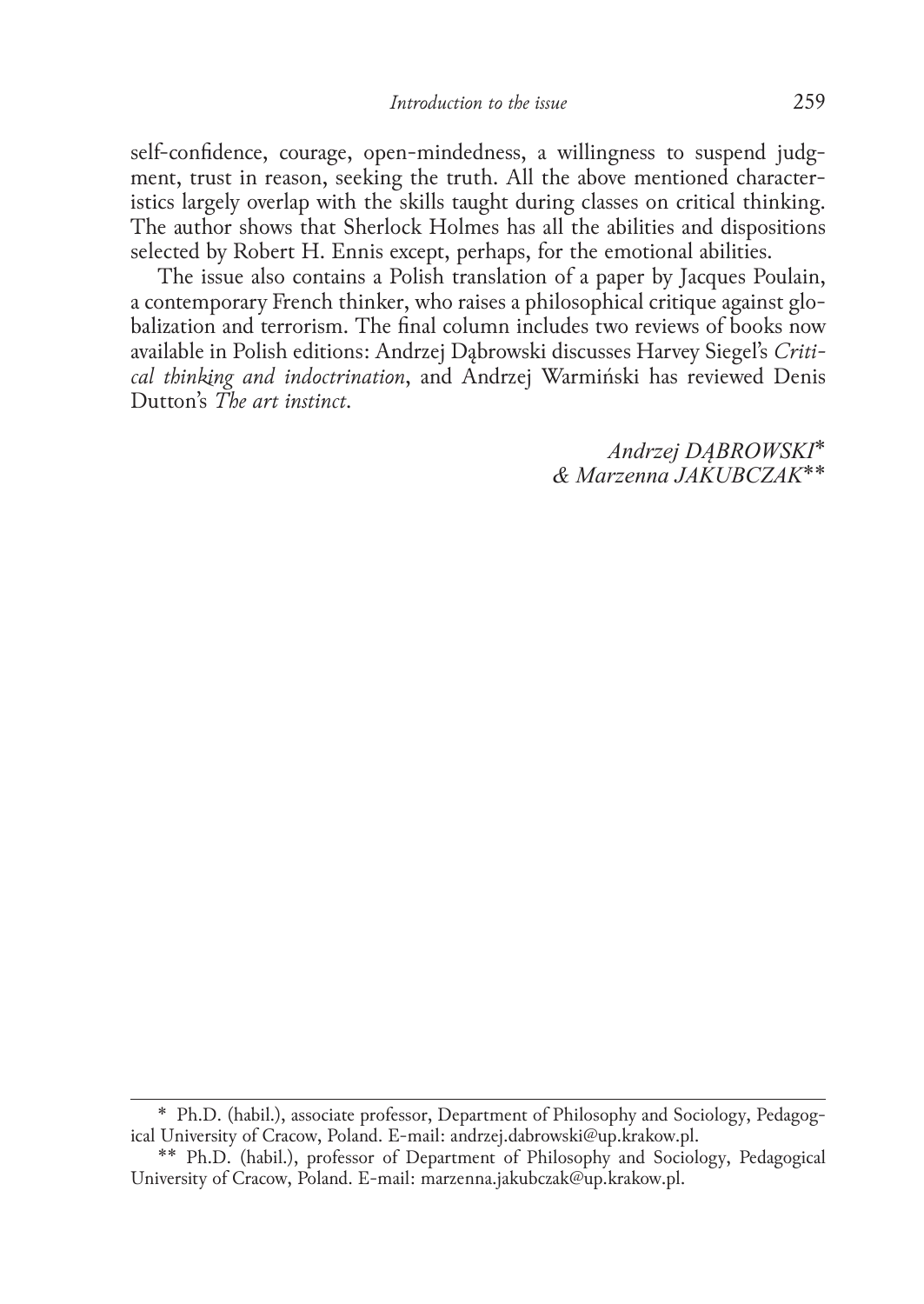self-confidence, courage, open-mindedness, a willingness to suspend judgment, trust in reason, seeking the truth. All the above mentioned characteristics largely overlap with the skills taught during classes on critical thinking. The author shows that Sherlock Holmes has all the abilities and dispositions selected by Robert H. Ennis except, perhaps, for the emotional abilities.

The issue also contains a Polish translation of a paper by Jacques Poulain, a contemporary French thinker, who raises a philosophical critique against globalization and terrorism. The final column includes two reviews of books now available in Polish editions: Andrzej Dąbrowski discusses Harvey Siegel's *Critical thinking and indoctrination*, and Andrzej Warmiński has reviewed Denis Dutton's *The art instinct*.

*Andrzej DĄBROWSKI\**
*& Marzenna JAKUBCZAK\*\**

---

\* Ph.D. (habil.), associate professor, Department of Philosophy and Sociology, Pedagogical University of Cracow, Poland. E-mail: andrzej.dabrowski@up.krakow.pl.

\*\* Ph.D. (habil.), professor of Department of Philosophy and Sociology, Pedagogical University of Cracow, Poland. E-mail: marzenna.jakubczak@up.krakow.pl.